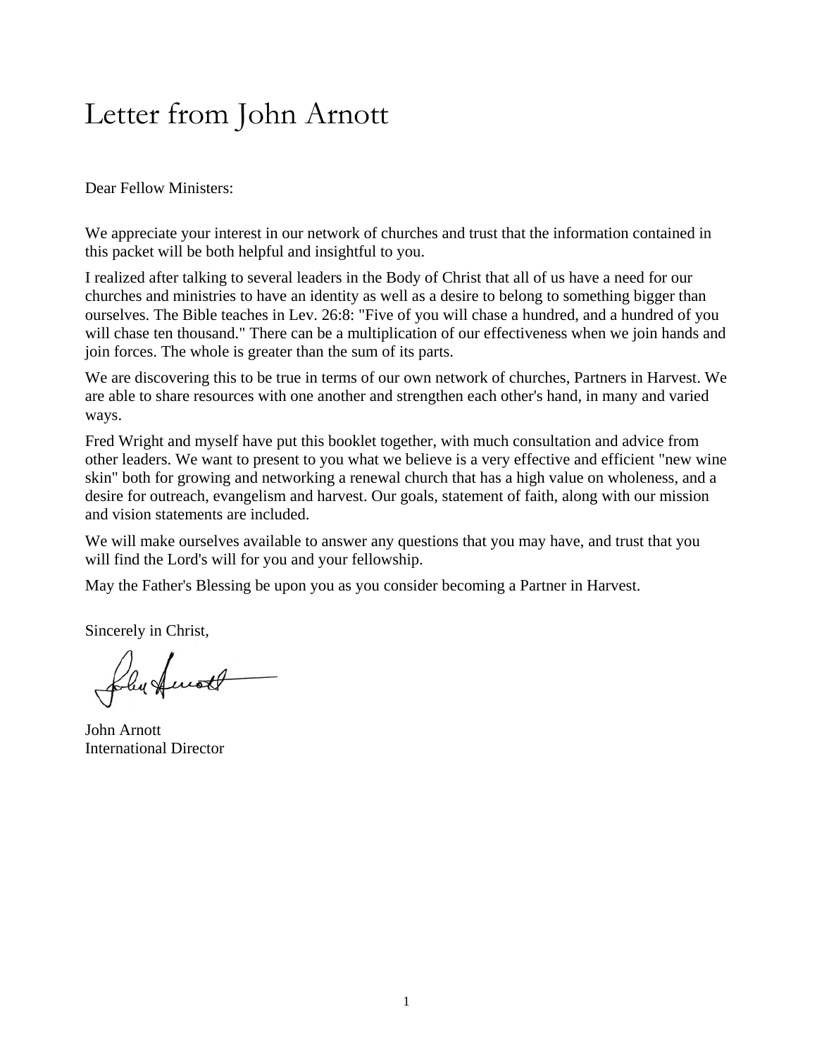# Letter from John Arnott

Dear Fellow Ministers:

We appreciate your interest in our network of churches and trust that the information contained in this packet will be both helpful and insightful to you.

I realized after talking to several leaders in the Body of Christ that all of us have a need for our churches and ministries to have an identity as well as a desire to belong to something bigger than ourselves. The Bible teaches in Lev. 26:8: "Five of you will chase a hundred, and a hundred of you will chase ten thousand." There can be a multiplication of our effectiveness when we join hands and join forces. The whole is greater than the sum of its parts.

We are discovering this to be true in terms of our own network of churches, Partners in Harvest. We are able to share resources with one another and strengthen each other's hand, in many and varied ways.

Fred Wright and myself have put this booklet together, with much consultation and advice from other leaders. We want to present to you what we believe is a very effective and efficient "new wine skin" both for growing and networking a renewal church that has a high value on wholeness, and a desire for outreach, evangelism and harvest. Our goals, statement of faith, along with our mission and vision statements are included.

We will make ourselves available to answer any questions that you may have, and trust that you will find the Lord's will for you and your fellowship.

May the Father's Blessing be upon you as you consider becoming a Partner in Harvest.

Sincerely in Christ,

John Arnott
International Director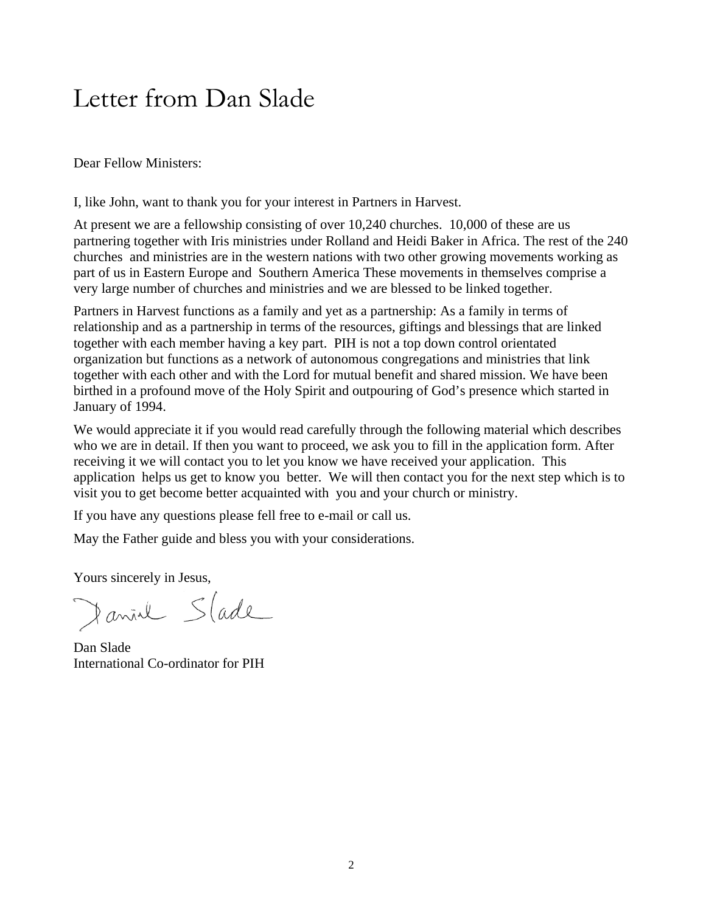# Letter from Dan Slade

Dear Fellow Ministers:

I, like John, want to thank you for your interest in Partners in Harvest.

At present we are a fellowship consisting of over 10,240 churches. 10,000 of these are us partnering together with Iris ministries under Rolland and Heidi Baker in Africa. The rest of the 240 churches and ministries are in the western nations with two other growing movements working as part of us in Eastern Europe and Southern America These movements in themselves comprise a very large number of churches and ministries and we are blessed to be linked together.

Partners in Harvest functions as a family and yet as a partnership: As a family in terms of relationship and as a partnership in terms of the resources, giftings and blessings that are linked together with each member having a key part. PIH is not a top down control orientated organization but functions as a network of autonomous congregations and ministries that link together with each other and with the Lord for mutual benefit and shared mission. We have been birthed in a profound move of the Holy Spirit and outpouring of God's presence which started in January of 1994.

We would appreciate it if you would read carefully through the following material which describes who we are in detail. If then you want to proceed, we ask you to fill in the application form. After receiving it we will contact you to let you know we have received your application. This application helps us get to know you better. We will then contact you for the next step which is to visit you to get become better acquainted with you and your church or ministry.

If you have any questions please fell free to e-mail or call us.

May the Father guide and bless you with your considerations.

Yours sincerely in Jesus,

Daniel Slade

Dan Slade
International Co-ordinator for PIH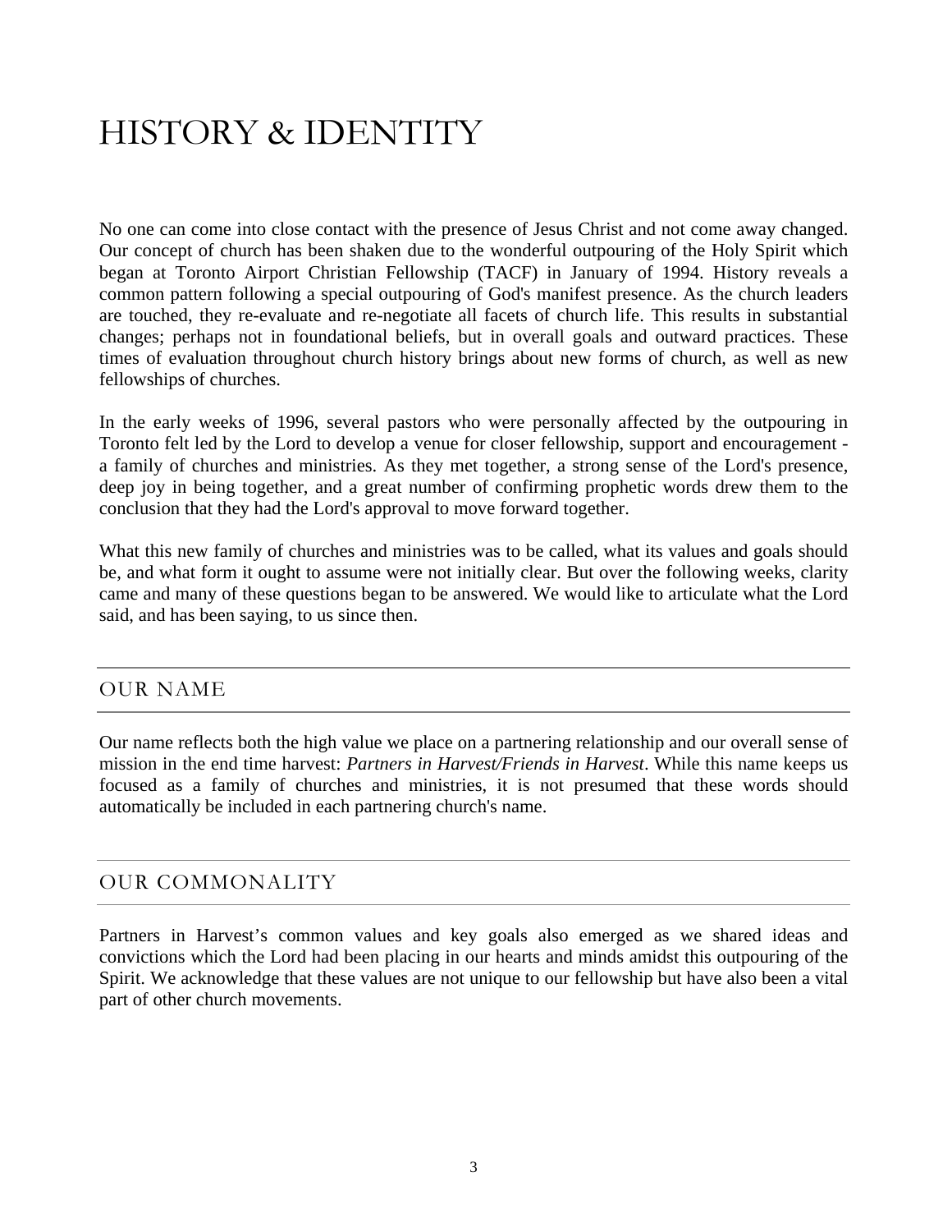# HISTORY & IDENTITY

No one can come into close contact with the presence of Jesus Christ and not come away changed. Our concept of church has been shaken due to the wonderful outpouring of the Holy Spirit which began at Toronto Airport Christian Fellowship (TACF) in January of 1994. History reveals a common pattern following a special outpouring of God's manifest presence. As the church leaders are touched, they re-evaluate and re-negotiate all facets of church life. This results in substantial changes; perhaps not in foundational beliefs, but in overall goals and outward practices. These times of evaluation throughout church history brings about new forms of church, as well as new fellowships of churches.

In the early weeks of 1996, several pastors who were personally affected by the outpouring in Toronto felt led by the Lord to develop a venue for closer fellowship, support and encouragement - a family of churches and ministries. As they met together, a strong sense of the Lord's presence, deep joy in being together, and a great number of confirming prophetic words drew them to the conclusion that they had the Lord's approval to move forward together.

What this new family of churches and ministries was to be called, what its values and goals should be, and what form it ought to assume were not initially clear. But over the following weeks, clarity came and many of these questions began to be answered. We would like to articulate what the Lord said, and has been saying, to us since then.

## OUR NAME

Our name reflects both the high value we place on a partnering relationship and our overall sense of mission in the end time harvest: *Partners in Harvest/Friends in Harvest*. While this name keeps us focused as a family of churches and ministries, it is not presumed that these words should automatically be included in each partnering church's name.

## OUR COMMONALITY

Partners in Harvest's common values and key goals also emerged as we shared ideas and convictions which the Lord had been placing in our hearts and minds amidst this outpouring of the Spirit. We acknowledge that these values are not unique to our fellowship but have also been a vital part of other church movements.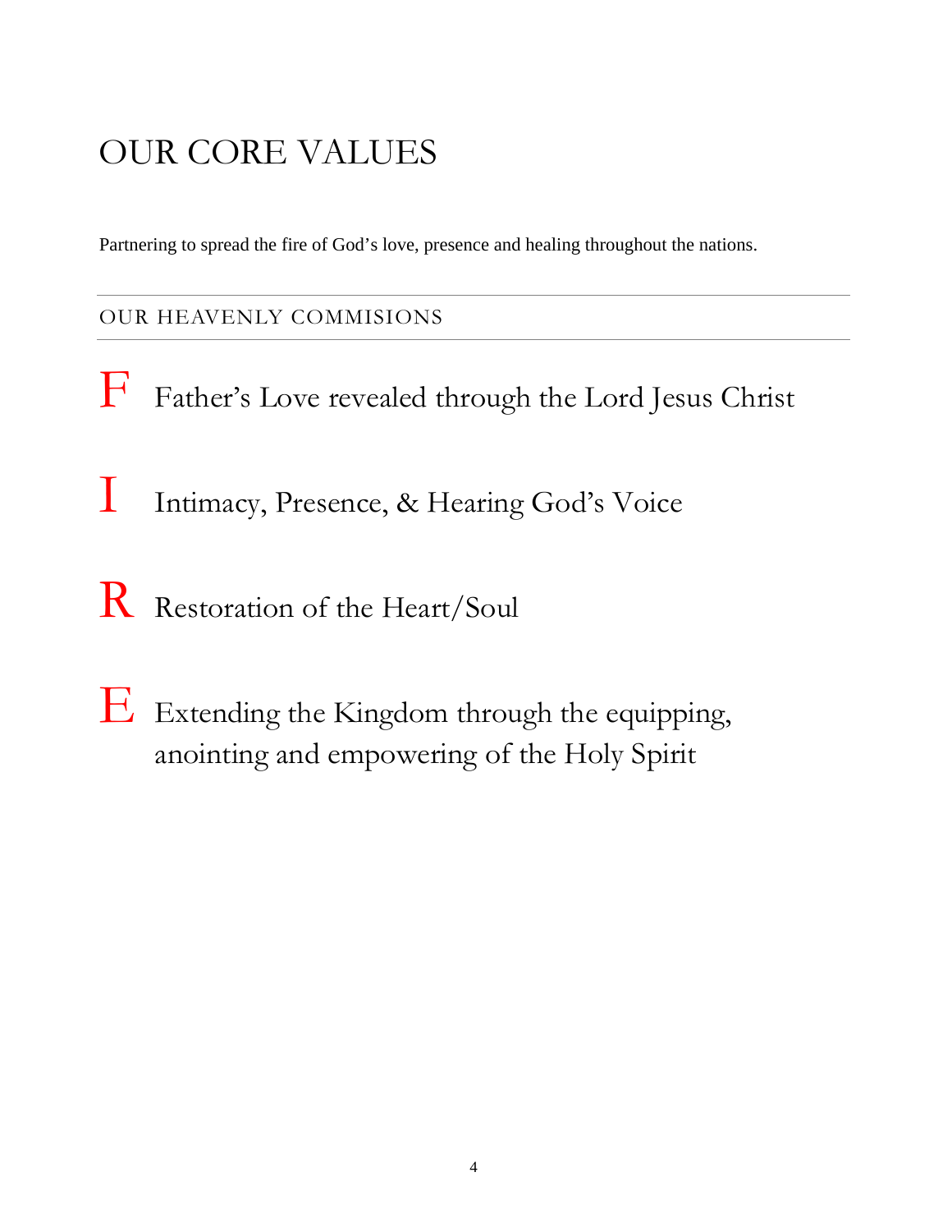# OUR CORE VALUES

Partnering to spread the fire of God's love, presence and healing throughout the nations.

## OUR HEAVENLY COMMISIONS

**F** Father's Love revealed through the Lord Jesus Christ

**I** Intimacy, Presence, & Hearing God's Voice

**R** Restoration of the Heart/Soul

**E** Extending the Kingdom through the equipping, anointing and empowering of the Holy Spirit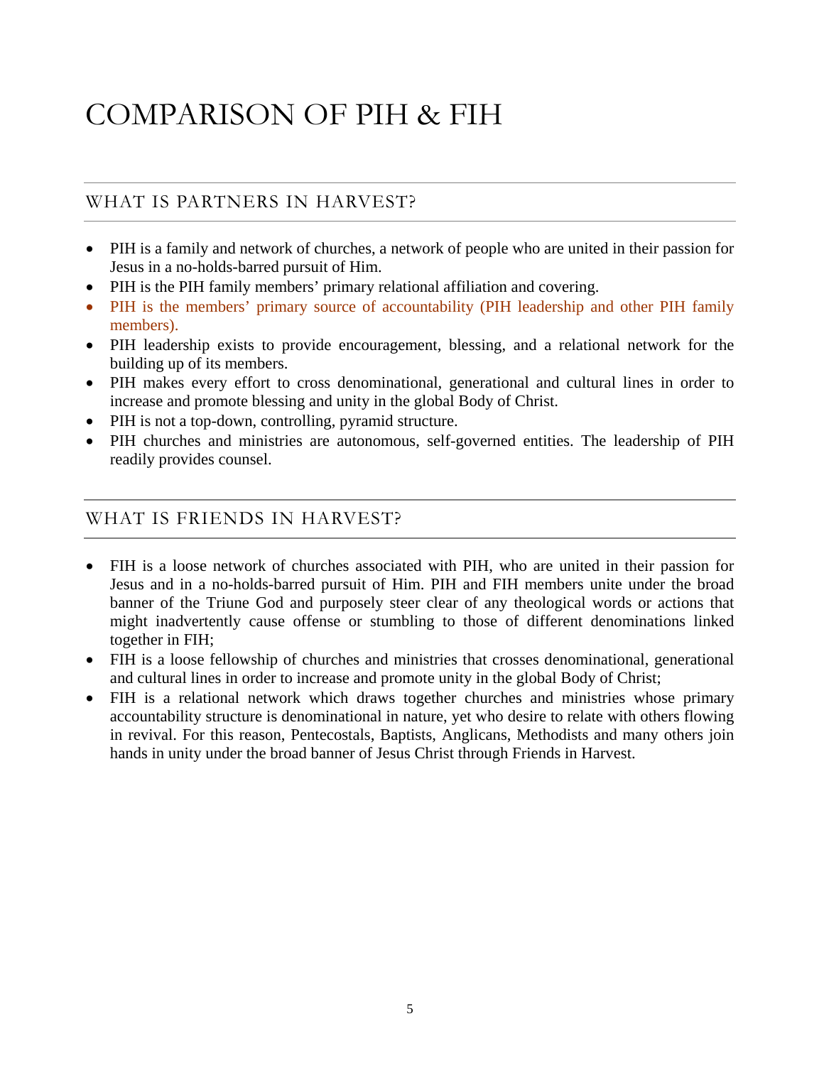# COMPARISON OF PIH & FIH

## WHAT IS PARTNERS IN HARVEST?

- PIH is a family and network of churches, a network of people who are united in their passion for Jesus in a no-holds-barred pursuit of Him.
- PIH is the PIH family members' primary relational affiliation and covering.
- PIH is the members' primary source of accountability (PIH leadership and other PIH family members).
- PIH leadership exists to provide encouragement, blessing, and a relational network for the building up of its members.
- PIH makes every effort to cross denominational, generational and cultural lines in order to increase and promote blessing and unity in the global Body of Christ.
- PIH is not a top-down, controlling, pyramid structure.
- PIH churches and ministries are autonomous, self-governed entities. The leadership of PIH readily provides counsel.

## WHAT IS FRIENDS IN HARVEST?

- FIH is a loose network of churches associated with PIH, who are united in their passion for Jesus and in a no-holds-barred pursuit of Him. PIH and FIH members unite under the broad banner of the Triune God and purposely steer clear of any theological words or actions that might inadvertently cause offense or stumbling to those of different denominations linked together in FIH;
- FIH is a loose fellowship of churches and ministries that crosses denominational, generational and cultural lines in order to increase and promote unity in the global Body of Christ;
- FIH is a relational network which draws together churches and ministries whose primary accountability structure is denominational in nature, yet who desire to relate with others flowing in revival. For this reason, Pentecostals, Baptists, Anglicans, Methodists and many others join hands in unity under the broad banner of Jesus Christ through Friends in Harvest.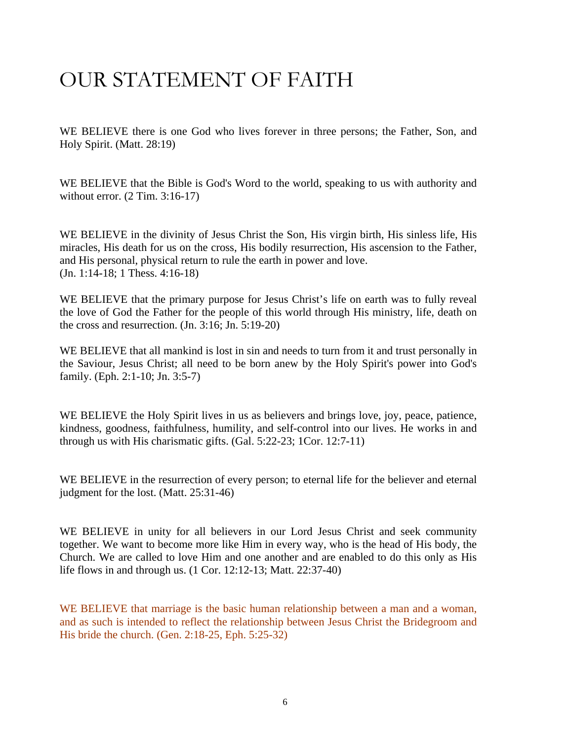# OUR STATEMENT OF FAITH

WE BELIEVE there is one God who lives forever in three persons; the Father, Son, and Holy Spirit. (Matt. 28:19)

WE BELIEVE that the Bible is God's Word to the world, speaking to us with authority and without error. (2 Tim. 3:16-17)

WE BELIEVE in the divinity of Jesus Christ the Son, His virgin birth, His sinless life, His miracles, His death for us on the cross, His bodily resurrection, His ascension to the Father, and His personal, physical return to rule the earth in power and love.
(Jn. 1:14-18; 1 Thess. 4:16-18)

WE BELIEVE that the primary purpose for Jesus Christ's life on earth was to fully reveal the love of God the Father for the people of this world through His ministry, life, death on the cross and resurrection. (Jn. 3:16; Jn. 5:19-20)

WE BELIEVE that all mankind is lost in sin and needs to turn from it and trust personally in the Saviour, Jesus Christ; all need to be born anew by the Holy Spirit's power into God's family. (Eph. 2:1-10; Jn. 3:5-7)

WE BELIEVE the Holy Spirit lives in us as believers and brings love, joy, peace, patience, kindness, goodness, faithfulness, humility, and self-control into our lives. He works in and through us with His charismatic gifts. (Gal. 5:22-23; 1Cor. 12:7-11)

WE BELIEVE in the resurrection of every person; to eternal life for the believer and eternal judgment for the lost. (Matt. 25:31-46)

WE BELIEVE in unity for all believers in our Lord Jesus Christ and seek community together. We want to become more like Him in every way, who is the head of His body, the Church. We are called to love Him and one another and are enabled to do this only as His life flows in and through us. (1 Cor. 12:12-13; Matt. 22:37-40)

WE BELIEVE that marriage is the basic human relationship between a man and a woman, and as such is intended to reflect the relationship between Jesus Christ the Bridegroom and His bride the church. (Gen. 2:18-25, Eph. 5:25-32)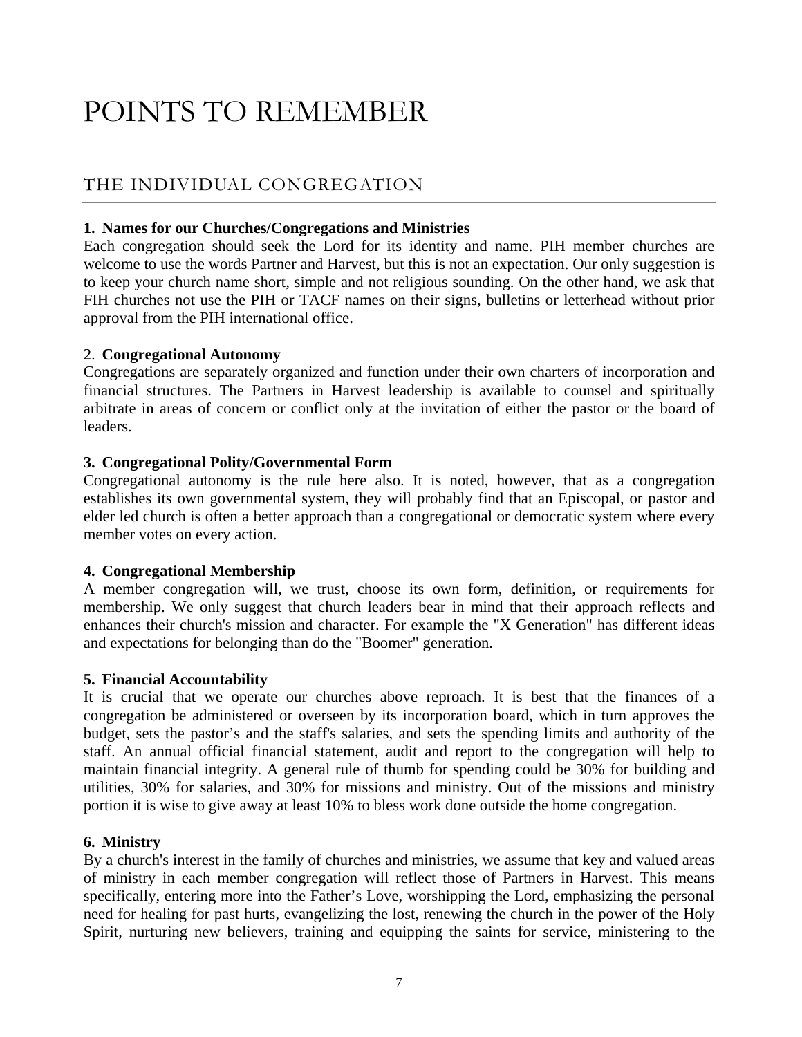# POINTS TO REMEMBER

## THE INDIVIDUAL CONGREGATION

**1. Names for our Churches/Congregations and Ministries**
Each congregation should seek the Lord for its identity and name. PIH member churches are welcome to use the words Partner and Harvest, but this is not an expectation. Our only suggestion is to keep your church name short, simple and not religious sounding. On the other hand, we ask that FIH churches not use the PIH or TACF names on their signs, bulletins or letterhead without prior approval from the PIH international office.

2. **Congregational Autonomy**
Congregations are separately organized and function under their own charters of incorporation and financial structures. The Partners in Harvest leadership is available to counsel and spiritually arbitrate in areas of concern or conflict only at the invitation of either the pastor or the board of leaders.

**3. Congregational Polity/Governmental Form**
Congregational autonomy is the rule here also. It is noted, however, that as a congregation establishes its own governmental system, they will probably find that an Episcopal, or pastor and elder led church is often a better approach than a congregational or democratic system where every member votes on every action.

**4. Congregational Membership**
A member congregation will, we trust, choose its own form, definition, or requirements for membership. We only suggest that church leaders bear in mind that their approach reflects and enhances their church's mission and character. For example the "X Generation" has different ideas and expectations for belonging than do the "Boomer" generation.

**5. Financial Accountability**
It is crucial that we operate our churches above reproach. It is best that the finances of a congregation be administered or overseen by its incorporation board, which in turn approves the budget, sets the pastor's and the staff's salaries, and sets the spending limits and authority of the staff. An annual official financial statement, audit and report to the congregation will help to maintain financial integrity. A general rule of thumb for spending could be 30% for building and utilities, 30% for salaries, and 30% for missions and ministry. Out of the missions and ministry portion it is wise to give away at least 10% to bless work done outside the home congregation.

**6. Ministry**
By a church's interest in the family of churches and ministries, we assume that key and valued areas of ministry in each member congregation will reflect those of Partners in Harvest. This means specifically, entering more into the Father's Love, worshipping the Lord, emphasizing the personal need for healing for past hurts, evangelizing the lost, renewing the church in the power of the Holy Spirit, nurturing new believers, training and equipping the saints for service, ministering to the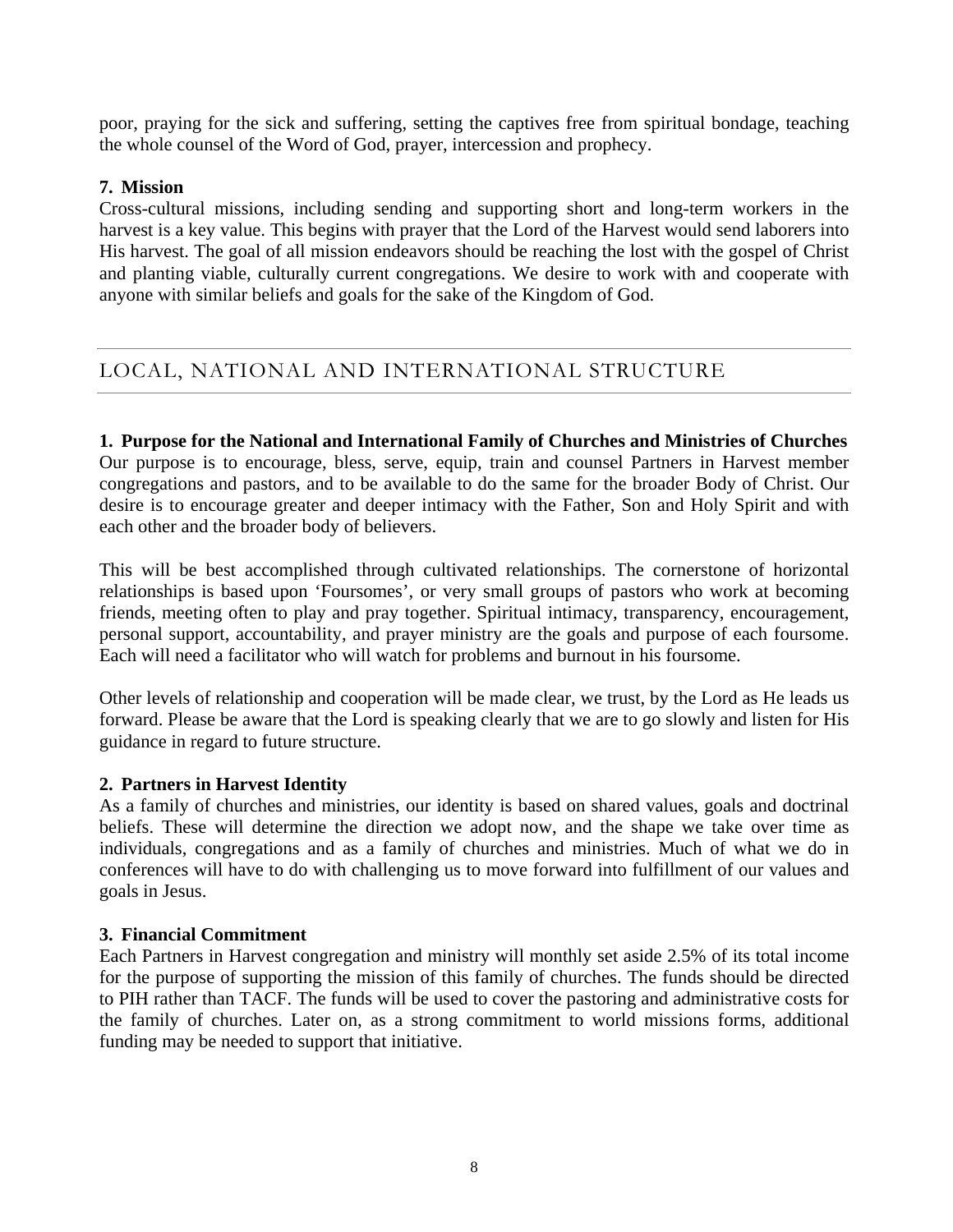poor, praying for the sick and suffering, setting the captives free from spiritual bondage, teaching the whole counsel of the Word of God, prayer, intercession and prophecy.

**7. Mission**

Cross-cultural missions, including sending and supporting short and long-term workers in the harvest is a key value. This begins with prayer that the Lord of the Harvest would send laborers into His harvest. The goal of all mission endeavors should be reaching the lost with the gospel of Christ and planting viable, culturally current congregations. We desire to work with and cooperate with anyone with similar beliefs and goals for the sake of the Kingdom of God.

## LOCAL, NATIONAL AND INTERNATIONAL STRUCTURE

**1. Purpose for the National and International Family of Churches and Ministries of Churches**

Our purpose is to encourage, bless, serve, equip, train and counsel Partners in Harvest member congregations and pastors, and to be available to do the same for the broader Body of Christ. Our desire is to encourage greater and deeper intimacy with the Father, Son and Holy Spirit and with each other and the broader body of believers.

This will be best accomplished through cultivated relationships. The cornerstone of horizontal relationships is based upon 'Foursomes', or very small groups of pastors who work at becoming friends, meeting often to play and pray together. Spiritual intimacy, transparency, encouragement, personal support, accountability, and prayer ministry are the goals and purpose of each foursome. Each will need a facilitator who will watch for problems and burnout in his foursome.

Other levels of relationship and cooperation will be made clear, we trust, by the Lord as He leads us forward. Please be aware that the Lord is speaking clearly that we are to go slowly and listen for His guidance in regard to future structure.

**2. Partners in Harvest Identity**

As a family of churches and ministries, our identity is based on shared values, goals and doctrinal beliefs. These will determine the direction we adopt now, and the shape we take over time as individuals, congregations and as a family of churches and ministries. Much of what we do in conferences will have to do with challenging us to move forward into fulfillment of our values and goals in Jesus.

**3. Financial Commitment**

Each Partners in Harvest congregation and ministry will monthly set aside 2.5% of its total income for the purpose of supporting the mission of this family of churches. The funds should be directed to PIH rather than TACF. The funds will be used to cover the pastoring and administrative costs for the family of churches. Later on, as a strong commitment to world missions forms, additional funding may be needed to support that initiative.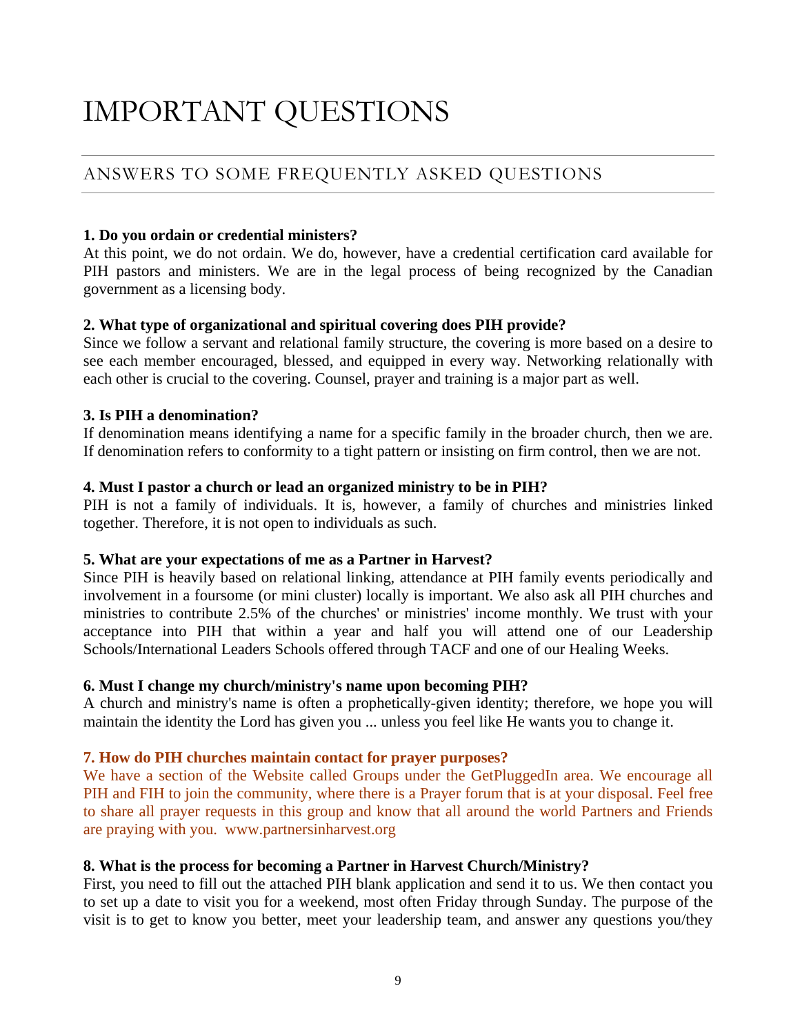# IMPORTANT QUESTIONS

## ANSWERS TO SOME FREQUENTLY ASKED QUESTIONS

**1. Do you ordain or credential ministers?**
At this point, we do not ordain. We do, however, have a credential certification card available for PIH pastors and ministers. We are in the legal process of being recognized by the Canadian government as a licensing body.

**2. What type of organizational and spiritual covering does PIH provide?**
Since we follow a servant and relational family structure, the covering is more based on a desire to see each member encouraged, blessed, and equipped in every way. Networking relationally with each other is crucial to the covering. Counsel, prayer and training is a major part as well.

**3. Is PIH a denomination?**
If denomination means identifying a name for a specific family in the broader church, then we are. If denomination refers to conformity to a tight pattern or insisting on firm control, then we are not.

**4. Must I pastor a church or lead an organized ministry to be in PIH?**
PIH is not a family of individuals. It is, however, a family of churches and ministries linked together. Therefore, it is not open to individuals as such.

**5. What are your expectations of me as a Partner in Harvest?**
Since PIH is heavily based on relational linking, attendance at PIH family events periodically and involvement in a foursome (or mini cluster) locally is important. We also ask all PIH churches and ministries to contribute 2.5% of the churches' or ministries' income monthly. We trust with your acceptance into PIH that within a year and half you will attend one of our Leadership Schools/International Leaders Schools offered through TACF and one of our Healing Weeks.

**6. Must I change my church/ministry's name upon becoming PIH?**
A church and ministry's name is often a prophetically-given identity; therefore, we hope you will maintain the identity the Lord has given you ... unless you feel like He wants you to change it.

**7. How do PIH churches maintain contact for prayer purposes?**
We have a section of the Website called Groups under the GetPluggedIn area. We encourage all PIH and FIH to join the community, where there is a Prayer forum that is at your disposal. Feel free to share all prayer requests in this group and know that all around the world Partners and Friends are praying with you. www.partnersinharvest.org

**8. What is the process for becoming a Partner in Harvest Church/Ministry?**
First, you need to fill out the attached PIH blank application and send it to us. We then contact you to set up a date to visit you for a weekend, most often Friday through Sunday. The purpose of the visit is to get to know you better, meet your leadership team, and answer any questions you/they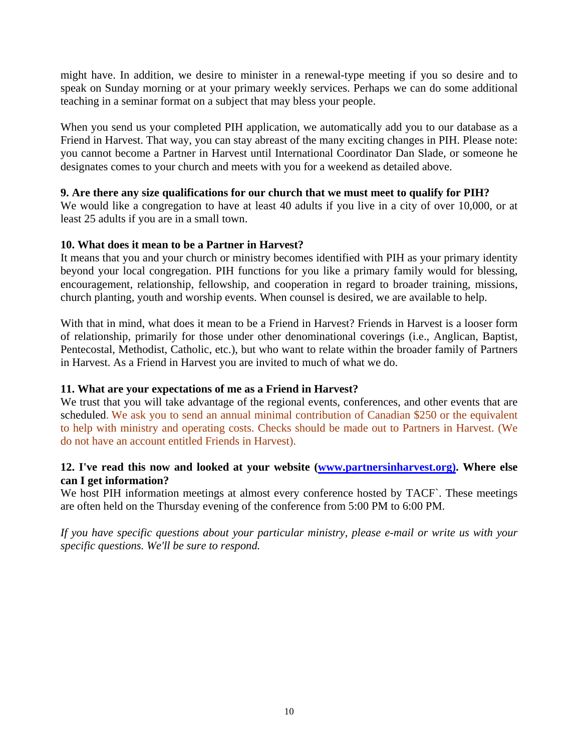might have. In addition, we desire to minister in a renewal-type meeting if you so desire and to speak on Sunday morning or at your primary weekly services. Perhaps we can do some additional teaching in a seminar format on a subject that may bless your people.

When you send us your completed PIH application, we automatically add you to our database as a Friend in Harvest. That way, you can stay abreast of the many exciting changes in PIH. Please note: you cannot become a Partner in Harvest until International Coordinator Dan Slade, or someone he designates comes to your church and meets with you for a weekend as detailed above.

**9. Are there any size qualifications for our church that we must meet to qualify for PIH?**
We would like a congregation to have at least 40 adults if you live in a city of over 10,000, or at least 25 adults if you are in a small town.

**10. What does it mean to be a Partner in Harvest?**
It means that you and your church or ministry becomes identified with PIH as your primary identity beyond your local congregation. PIH functions for you like a primary family would for blessing, encouragement, relationship, fellowship, and cooperation in regard to broader training, missions, church planting, youth and worship events. When counsel is desired, we are available to help.

With that in mind, what does it mean to be a Friend in Harvest? Friends in Harvest is a looser form of relationship, primarily for those under other denominational coverings (i.e., Anglican, Baptist, Pentecostal, Methodist, Catholic, etc.), but who want to relate within the broader family of Partners in Harvest. As a Friend in Harvest you are invited to much of what we do.

**11. What are your expectations of me as a Friend in Harvest?**
We trust that you will take advantage of the regional events, conferences, and other events that are scheduled. We ask you to send an annual minimal contribution of Canadian $250 or the equivalent to help with ministry and operating costs. Checks should be made out to Partners in Harvest. (We do not have an account entitled Friends in Harvest).

**12. I've read this now and looked at your website ([www.partnersinharvest.org](http://www.partnersinharvest.org)). Where else can I get information?**
We host PIH information meetings at almost every conference hosted by TACF`. These meetings are often held on the Thursday evening of the conference from 5:00 PM to 6:00 PM.

*If you have specific questions about your particular ministry, please e-mail or write us with your specific questions. We'll be sure to respond.*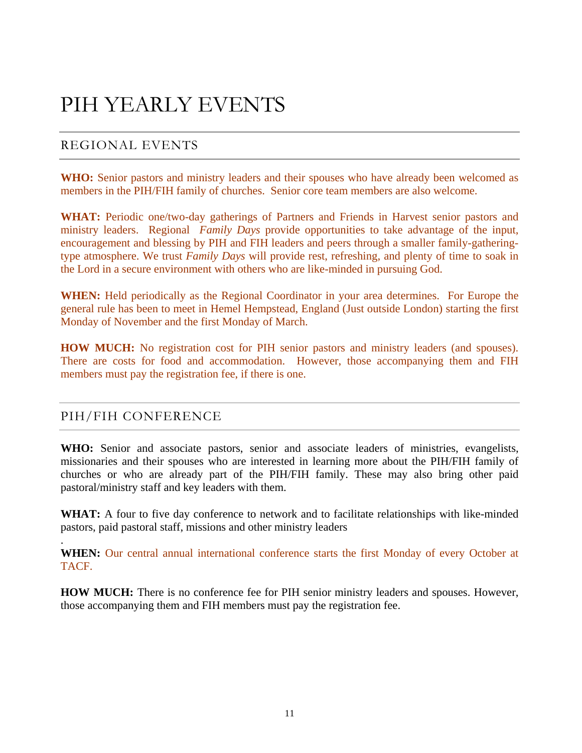# PIH YEARLY EVENTS

## REGIONAL EVENTS

**WHO:** Senior pastors and ministry leaders and their spouses who have already been welcomed as members in the PIH/FIH family of churches. Senior core team members are also welcome.

**WHAT:** Periodic one/two-day gatherings of Partners and Friends in Harvest senior pastors and ministry leaders. Regional *Family Days* provide opportunities to take advantage of the input, encouragement and blessing by PIH and FIH leaders and peers through a smaller family-gathering-type atmosphere. We trust *Family Days* will provide rest, refreshing, and plenty of time to soak in the Lord in a secure environment with others who are like-minded in pursuing God.

**WHEN:** Held periodically as the Regional Coordinator in your area determines. For Europe the general rule has been to meet in Hemel Hempstead, England (Just outside London) starting the first Monday of November and the first Monday of March.

**HOW MUCH:** No registration cost for PIH senior pastors and ministry leaders (and spouses). There are costs for food and accommodation. However, those accompanying them and FIH members must pay the registration fee, if there is one.

## PIH/FIH CONFERENCE

**WHO:** Senior and associate pastors, senior and associate leaders of ministries, evangelists, missionaries and their spouses who are interested in learning more about the PIH/FIH family of churches or who are already part of the PIH/FIH family. These may also bring other paid pastoral/ministry staff and key leaders with them.

**WHAT:** A four to five day conference to network and to facilitate relationships with like-minded pastors, paid pastoral staff, missions and other ministry leaders

.

**WHEN:** Our central annual international conference starts the first Monday of every October at TACF.

**HOW MUCH:** There is no conference fee for PIH senior ministry leaders and spouses. However, those accompanying them and FIH members must pay the registration fee.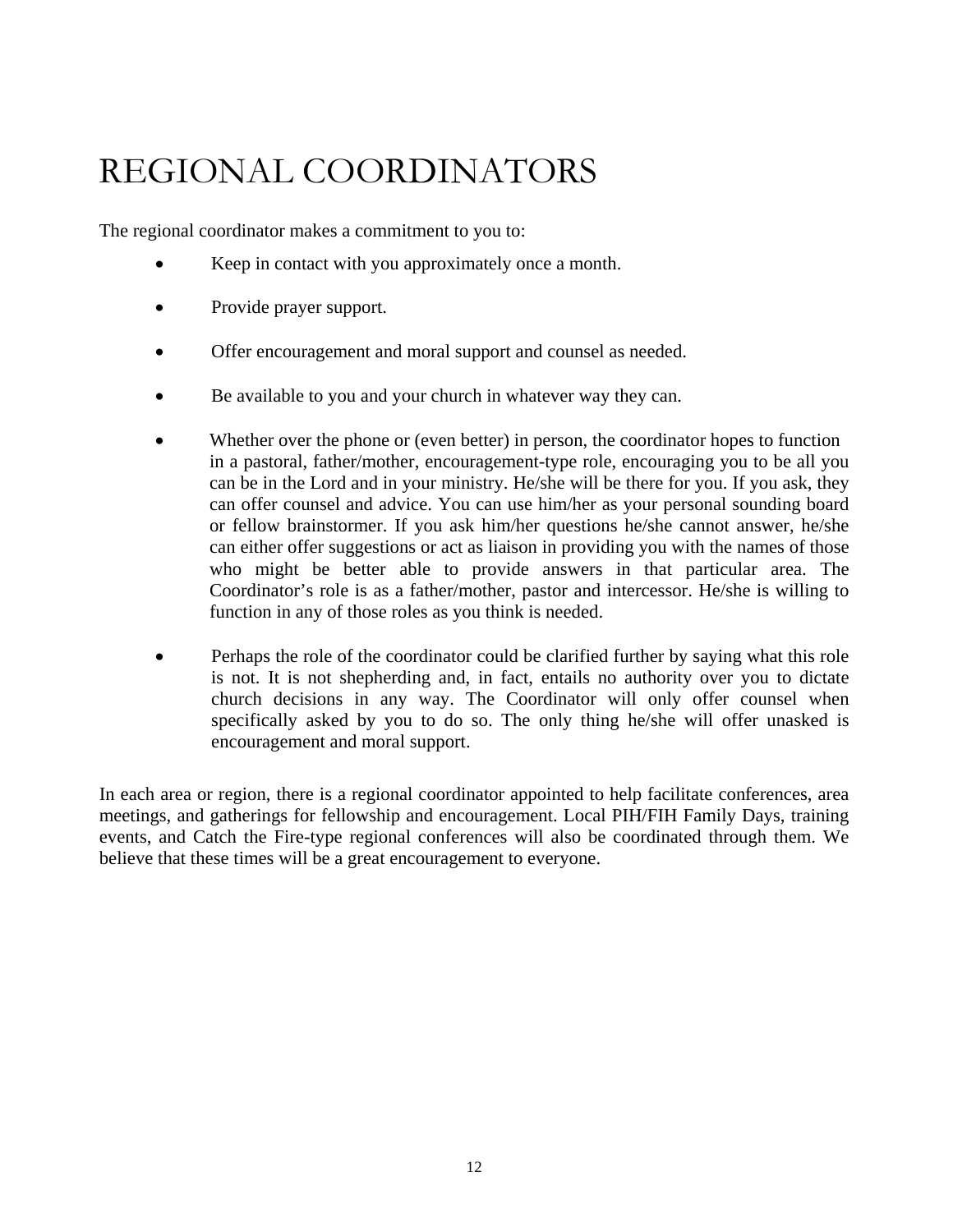# REGIONAL COORDINATORS

The regional coordinator makes a commitment to you to:

- Keep in contact with you approximately once a month.
- Provide prayer support.
- Offer encouragement and moral support and counsel as needed.
- Be available to you and your church in whatever way they can.
- Whether over the phone or (even better) in person, the coordinator hopes to function in a pastoral, father/mother, encouragement-type role, encouraging you to be all you can be in the Lord and in your ministry. He/she will be there for you. If you ask, they can offer counsel and advice. You can use him/her as your personal sounding board or fellow brainstormer. If you ask him/her questions he/she cannot answer, he/she can either offer suggestions or act as liaison in providing you with the names of those who might be better able to provide answers in that particular area. The Coordinator's role is as a father/mother, pastor and intercessor. He/she is willing to function in any of those roles as you think is needed.
- Perhaps the role of the coordinator could be clarified further by saying what this role is not. It is not shepherding and, in fact, entails no authority over you to dictate church decisions in any way. The Coordinator will only offer counsel when specifically asked by you to do so. The only thing he/she will offer unasked is encouragement and moral support.

In each area or region, there is a regional coordinator appointed to help facilitate conferences, area meetings, and gatherings for fellowship and encouragement. Local PIH/FIH Family Days, training events, and Catch the Fire-type regional conferences will also be coordinated through them. We believe that these times will be a great encouragement to everyone.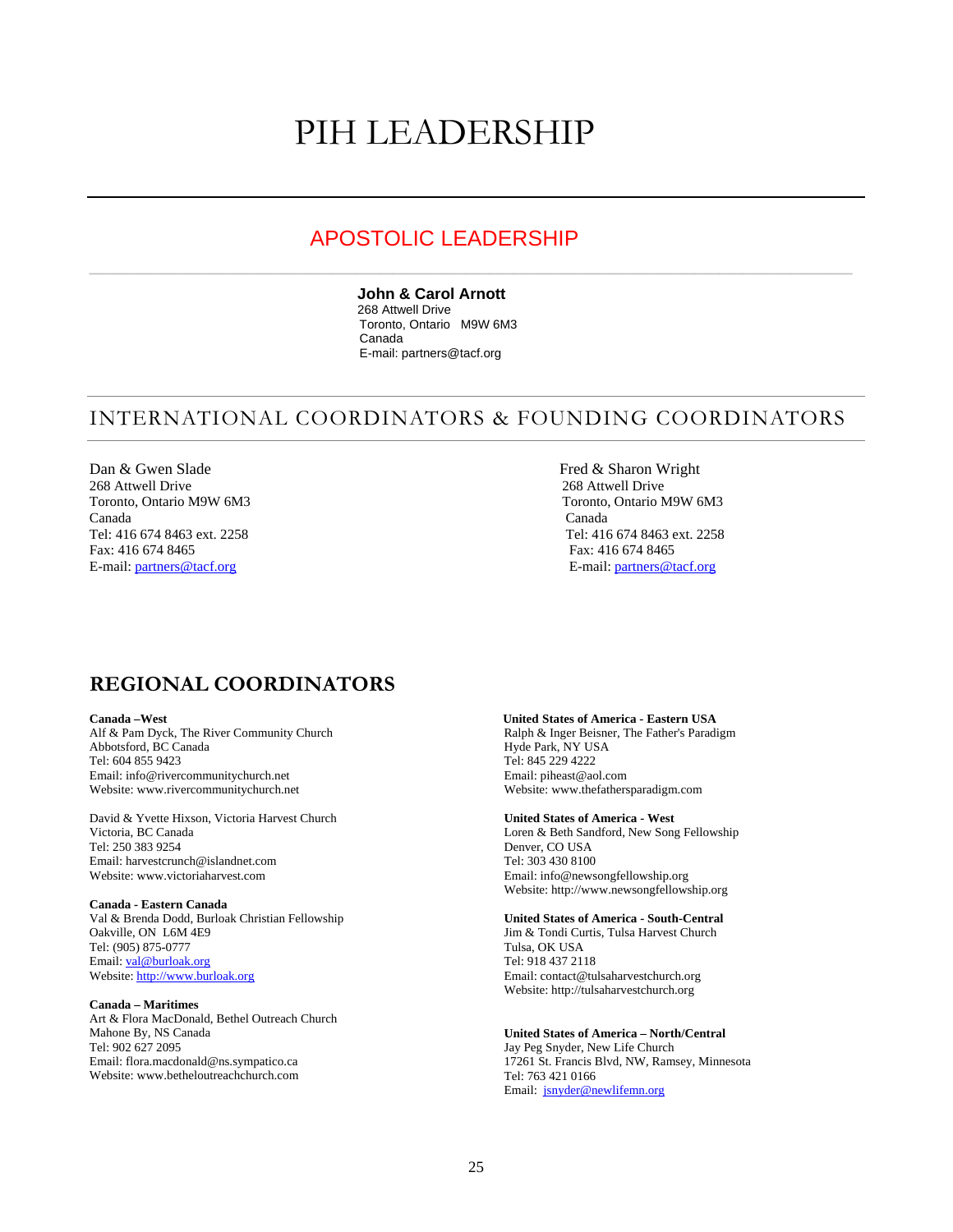# PIH LEADERSHIP

## APOSTOLIC LEADERSHIP

**John & Carol Arnott**
268 Attwell Drive
Toronto, Ontario M9W 6M3
Canada
E-mail: partners@tacf.org

## INTERNATIONAL COORDINATORS & FOUNDING COORDINATORS

Dan & Gwen Slade
268 Attwell Drive
Toronto, Ontario M9W 6M3
Canada
Tel: 416 674 8463 ext. 2258
Fax: 416 674 8465
E-mail: partners@tacf.org

Fred & Sharon Wright
268 Attwell Drive
Toronto, Ontario M9W 6M3
Canada
Tel: 416 674 8463 ext. 2258
Fax: 416 674 8465
E-mail: partners@tacf.org

## REGIONAL COORDINATORS

**Canada –West**
Alf & Pam Dyck, The River Community Church
Abbotsford, BC Canada
Tel: 604 855 9423
Email: info@rivercommunitychurch.net
Website: www.rivercommunitychurch.net

David & Yvette Hixson, Victoria Harvest Church
Victoria, BC Canada
Tel: 250 383 9254
Email: harvestcrunch@islandnet.com
Website: www.victoriaharvest.com

**Canada - Eastern Canada**
Val & Brenda Dodd, Burloak Christian Fellowship
Oakville, ON L6M 4E9
Tel: (905) 875-0777
Email: val@burloak.org
Website: http://www.burloak.org

**Canada – Maritimes**
Art & Flora MacDonald, Bethel Outreach Church
Mahone By, NS Canada
Tel: 902 627 2095
Email: flora.macdonald@ns.sympatico.ca
Website: www.betheloutreachchurch.com

**United States of America - Eastern USA**
Ralph & Inger Beisner, The Father's Paradigm
Hyde Park, NY USA
Tel: 845 229 4222
Email: piheast@aol.com
Website: www.thefathersparadigm.com

**United States of America - West**
Loren & Beth Sandford, New Song Fellowship
Denver, CO USA
Tel: 303 430 8100
Email: info@newsongfellowship.org
Website: http://www.newsongfellowship.org

**United States of America - South-Central**
Jim & Tondi Curtis, Tulsa Harvest Church
Tulsa, OK USA
Tel: 918 437 2118
Email: contact@tulsaharvestchurch.org
Website: http://tulsaharvestchurch.org

**United States of America – North/Central**
Jay Peg Snyder, New Life Church
17261 St. Francis Blvd, NW, Ramsey, Minnesota
Tel: 763 421 0166
Email: jsnyder@newlifemn.org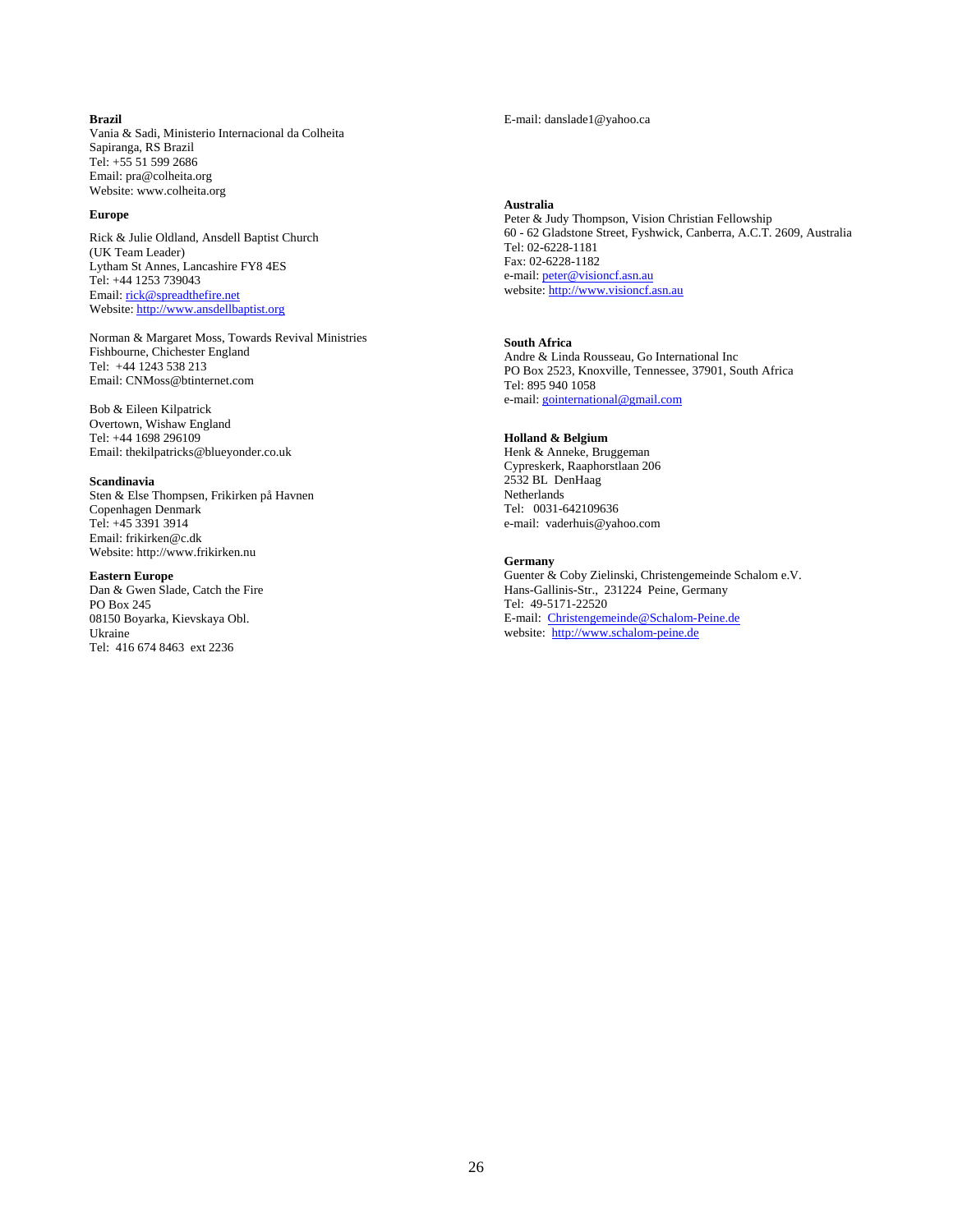**Brazil**
Vania & Sadi, Ministerio Internacional da Colheita
Sapiranga, RS Brazil
Tel: +55 51 599 2686
Email: pra@colheita.org
Website: www.colheita.org

**Europe**

Rick & Julie Oldland, Ansdell Baptist Church
(UK Team Leader)
Lytham St Annes, Lancashire FY8 4ES
Tel: +44 1253 739043
Email: rick@spreadthefire.net
Website: http://www.ansdellbaptist.org

Norman & Margaret Moss, Towards Revival Ministries
Fishbourne, Chichester England
Tel: +44 1243 538 213
Email: CNMoss@btinternet.com

Bob & Eileen Kilpatrick
Overtown, Wishaw England
Tel: +44 1698 296109
Email: thekilpatricks@blueyonder.co.uk

**Scandinavia**
Sten & Else Thompsen, Frikirken på Havnen
Copenhagen Denmark
Tel: +45 3391 3914
Email: frikirken@c.dk
Website: http://www.frikirken.nu

**Eastern Europe**
Dan & Gwen Slade, Catch the Fire
PO Box 245
08150 Boyarka, Kievskaya Obl.
Ukraine
Tel: 416 674 8463 ext 2236
E-mail: danslade1@yahoo.ca

**Australia**
Peter & Judy Thompson, Vision Christian Fellowship
60 - 62 Gladstone Street, Fyshwick, Canberra, A.C.T. 2609, Australia
Tel: 02-6228-1181
Fax: 02-6228-1182
e-mail: peter@visioncf.asn.au
website: http://www.visioncf.asn.au

**South Africa**
Andre & Linda Rousseau, Go International Inc
PO Box 2523, Knoxville, Tennessee, 37901, South Africa
Tel: 895 940 1058
e-mail: gointernational@gmail.com

**Holland & Belgium**
Henk & Anneke, Bruggeman
Cypreskerk, Raaphorstlaan 206
2532 BL DenHaag
Netherlands
Tel: 0031-642109636
e-mail: vaderhuis@yahoo.com

**Germany**
Guenter & Coby Zielinski, Christengemeinde Schalom e.V.
Hans-Gallinis-Str., 231224 Peine, Germany
Tel: 49-5171-22520
E-mail: Christengemeinde@Schalom-Peine.de
website: http://www.schalom-peine.de